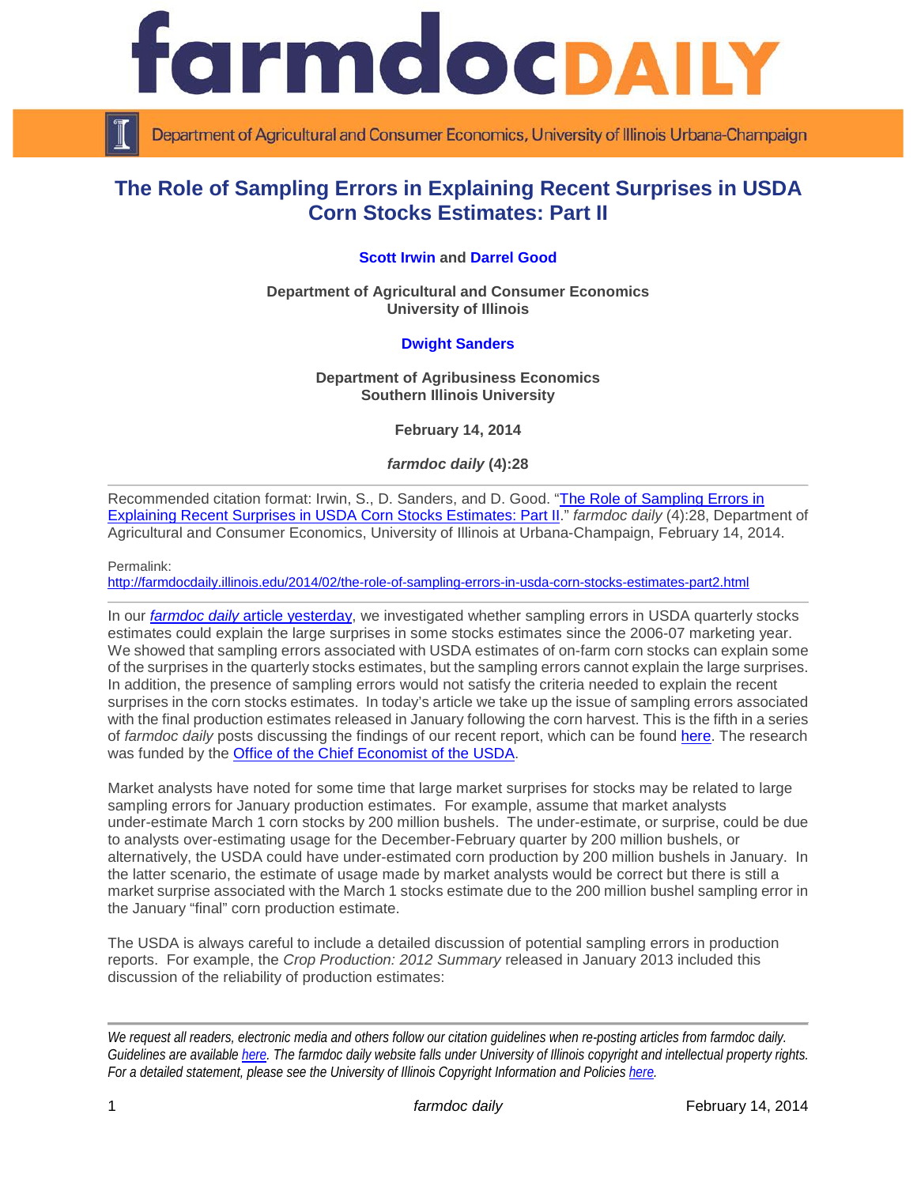# The Role of Sampling Errors in Explaining Recent Surprises in USDA Corn Stocks Estimates: Part II

**Scott Irwin** and **Darrel Good**

**Department of Agricultural and Consumer Economics**
**University of Illinois**

**Dwight Sanders**

**Department of Agribusiness Economics**
**Southern Illinois University**

**February 14, 2014**

***farmdoc daily* (4):28**

---

Recommended citation format: Irwin, S., D. Sanders, and D. Good. "The Role of Sampling Errors in Explaining Recent Surprises in USDA Corn Stocks Estimates: Part II." *farmdoc daily* (4):28, Department of Agricultural and Consumer Economics, University of Illinois at Urbana-Champaign, February 14, 2014.

Permalink:
http://farmdocdaily.illinois.edu/2014/02/the-role-of-sampling-errors-in-usda-corn-stocks-estimates-part2.html

---

In our *farmdoc daily* article yesterday, we investigated whether sampling errors in USDA quarterly stocks estimates could explain the large surprises in some stocks estimates since the 2006-07 marketing year. We showed that sampling errors associated with USDA estimates of on-farm corn stocks can explain some of the surprises in the quarterly stocks estimates, but the sampling errors cannot explain the large surprises. In addition, the presence of sampling errors would not satisfy the criteria needed to explain the recent surprises in the corn stocks estimates. In today's article we take up the issue of sampling errors associated with the final production estimates released in January following the corn harvest. This is the fifth in a series of *farmdoc daily* posts discussing the findings of our recent report, which can be found here. The research was funded by the Office of the Chief Economist of the USDA.

Market analysts have noted for some time that large market surprises for stocks may be related to large sampling errors for January production estimates. For example, assume that market analysts under-estimate March 1 corn stocks by 200 million bushels. The under-estimate, or surprise, could be due to analysts over-estimating usage for the December-February quarter by 200 million bushels, or alternatively, the USDA could have under-estimated corn production by 200 million bushels in January. In the latter scenario, the estimate of usage made by market analysts would be correct but there is still a market surprise associated with the March 1 stocks estimate due to the 200 million bushel sampling error in the January "final" corn production estimate.

The USDA is always careful to include a detailed discussion of potential sampling errors in production reports. For example, the *Crop Production: 2012 Summary* released in January 2013 included this discussion of the reliability of production estimates:

---

*We request all readers, electronic media and others follow our citation guidelines when re-posting articles from farmdoc daily. Guidelines are available here. The farmdoc daily website falls under University of Illinois copyright and intellectual property rights. For a detailed statement, please see the University of Illinois Copyright Information and Policies here.*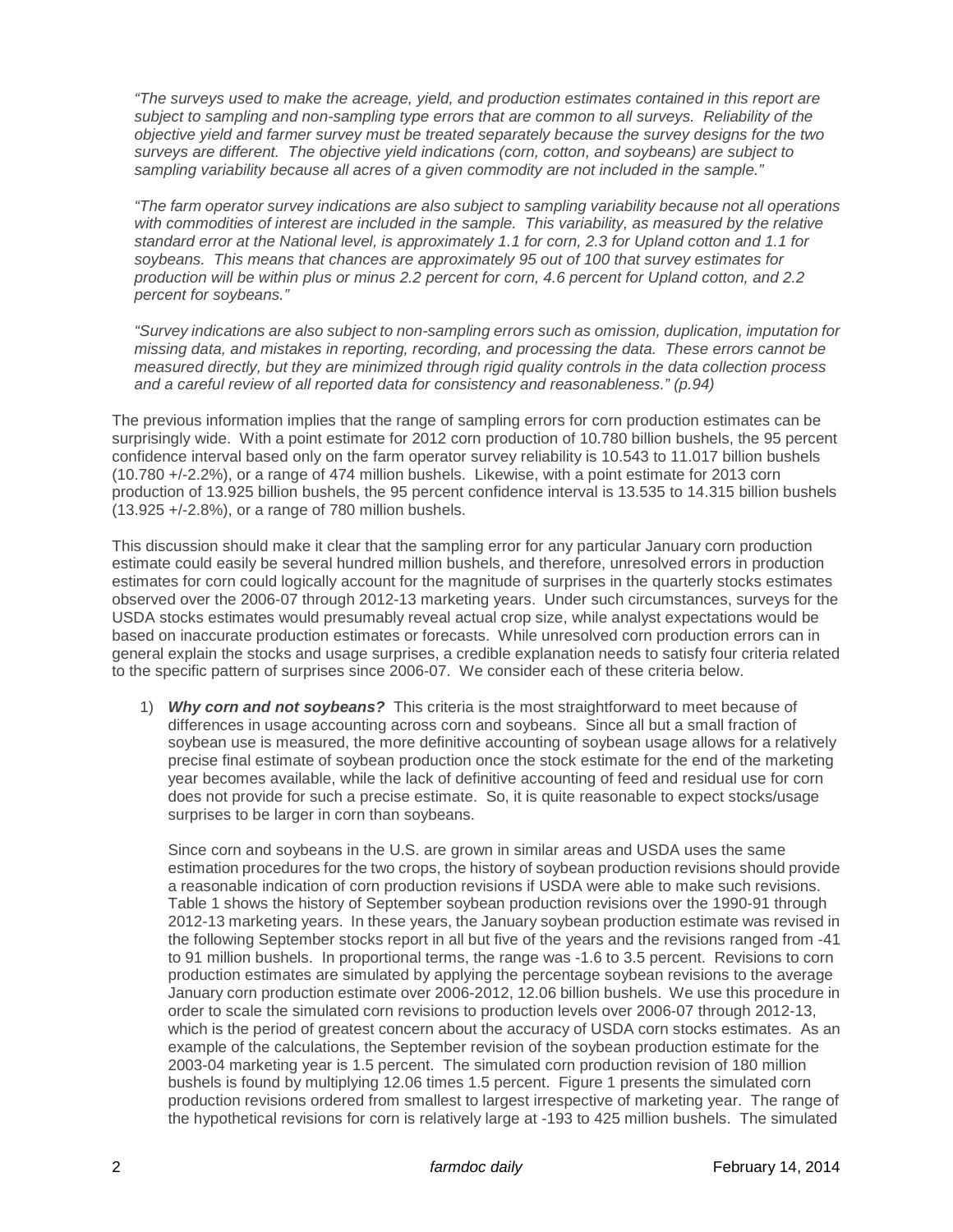*"The surveys used to make the acreage, yield, and production estimates contained in this report are subject to sampling and non-sampling type errors that are common to all surveys. Reliability of the objective yield and farmer survey must be treated separately because the survey designs for the two surveys are different. The objective yield indications (corn, cotton, and soybeans) are subject to sampling variability because all acres of a given commodity are not included in the sample."*

*"The farm operator survey indications are also subject to sampling variability because not all operations with commodities of interest are included in the sample. This variability, as measured by the relative standard error at the National level, is approximately 1.1 for corn, 2.3 for Upland cotton and 1.1 for soybeans. This means that chances are approximately 95 out of 100 that survey estimates for production will be within plus or minus 2.2 percent for corn, 4.6 percent for Upland cotton, and 2.2 percent for soybeans."*

*"Survey indications are also subject to non-sampling errors such as omission, duplication, imputation for missing data, and mistakes in reporting, recording, and processing the data. These errors cannot be measured directly, but they are minimized through rigid quality controls in the data collection process and a careful review of all reported data for consistency and reasonableness." (p.94)*

The previous information implies that the range of sampling errors for corn production estimates can be surprisingly wide. With a point estimate for 2012 corn production of 10.780 billion bushels, the 95 percent confidence interval based only on the farm operator survey reliability is 10.543 to 11.017 billion bushels (10.780 +/-2.2%), or a range of 474 million bushels. Likewise, with a point estimate for 2013 corn production of 13.925 billion bushels, the 95 percent confidence interval is 13.535 to 14.315 billion bushels (13.925 +/-2.8%), or a range of 780 million bushels.

This discussion should make it clear that the sampling error for any particular January corn production estimate could easily be several hundred million bushels, and therefore, unresolved errors in production estimates for corn could logically account for the magnitude of surprises in the quarterly stocks estimates observed over the 2006-07 through 2012-13 marketing years. Under such circumstances, surveys for the USDA stocks estimates would presumably reveal actual crop size, while analyst expectations would be based on inaccurate production estimates or forecasts. While unresolved corn production errors can in general explain the stocks and usage surprises, a credible explanation needs to satisfy four criteria related to the specific pattern of surprises since 2006-07. We consider each of these criteria below.

1) ***Why corn and not soybeans?*** This criteria is the most straightforward to meet because of differences in usage accounting across corn and soybeans. Since all but a small fraction of soybean use is measured, the more definitive accounting of soybean usage allows for a relatively precise final estimate of soybean production once the stock estimate for the end of the marketing year becomes available, while the lack of definitive accounting of feed and residual use for corn does not provide for such a precise estimate. So, it is quite reasonable to expect stocks/usage surprises to be larger in corn than soybeans.

   Since corn and soybeans in the U.S. are grown in similar areas and USDA uses the same estimation procedures for the two crops, the history of soybean production revisions should provide a reasonable indication of corn production revisions if USDA were able to make such revisions. Table 1 shows the history of September soybean production revisions over the 1990-91 through 2012-13 marketing years. In these years, the January soybean production estimate was revised in the following September stocks report in all but five of the years and the revisions ranged from -41 to 91 million bushels. In proportional terms, the range was -1.6 to 3.5 percent. Revisions to corn production estimates are simulated by applying the percentage soybean revisions to the average January corn production estimate over 2006-2012, 12.06 billion bushels. We use this procedure in order to scale the simulated corn revisions to production levels over 2006-07 through 2012-13, which is the period of greatest concern about the accuracy of USDA corn stocks estimates. As an example of the calculations, the September revision of the soybean production estimate for the 2003-04 marketing year is 1.5 percent. The simulated corn production revision of 180 million bushels is found by multiplying 12.06 times 1.5 percent. Figure 1 presents the simulated corn production revisions ordered from smallest to largest irrespective of marketing year. The range of the hypothetical revisions for corn is relatively large at -193 to 425 million bushels. The simulated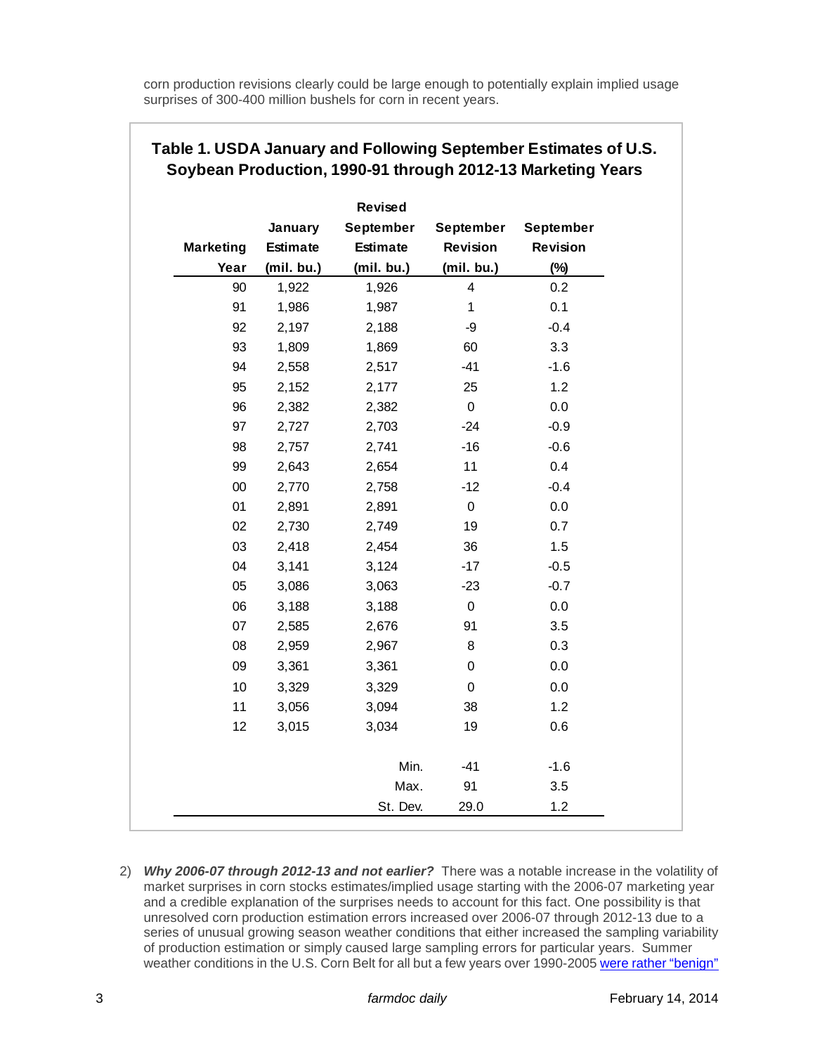corn production revisions clearly could be large enough to potentially explain implied usage surprises of 300-400 million bushels for corn in recent years.

**Table 1. USDA January and Following September Estimates of U.S. Soybean Production, 1990-91 through 2012-13 Marketing Years**

| Marketing Year | January Estimate (mil. bu.) | Revised September Estimate (mil. bu.) | September Revision (mil. bu.) | September Revision (%) |
|---|---|---|---|---|
| 90 | 1,922 | 1,926 | 4 | 0.2 |
| 91 | 1,986 | 1,987 | 1 | 0.1 |
| 92 | 2,197 | 2,188 | -9 | -0.4 |
| 93 | 1,809 | 1,869 | 60 | 3.3 |
| 94 | 2,558 | 2,517 | -41 | -1.6 |
| 95 | 2,152 | 2,177 | 25 | 1.2 |
| 96 | 2,382 | 2,382 | 0 | 0.0 |
| 97 | 2,727 | 2,703 | -24 | -0.9 |
| 98 | 2,757 | 2,741 | -16 | -0.6 |
| 99 | 2,643 | 2,654 | 11 | 0.4 |
| 00 | 2,770 | 2,758 | -12 | -0.4 |
| 01 | 2,891 | 2,891 | 0 | 0.0 |
| 02 | 2,730 | 2,749 | 19 | 0.7 |
| 03 | 2,418 | 2,454 | 36 | 1.5 |
| 04 | 3,141 | 3,124 | -17 | -0.5 |
| 05 | 3,086 | 3,063 | -23 | -0.7 |
| 06 | 3,188 | 3,188 | 0 | 0.0 |
| 07 | 2,585 | 2,676 | 91 | 3.5 |
| 08 | 2,959 | 2,967 | 8 | 0.3 |
| 09 | 3,361 | 3,361 | 0 | 0.0 |
| 10 | 3,329 | 3,329 | 0 | 0.0 |
| 11 | 3,056 | 3,094 | 38 | 1.2 |
| 12 | 3,015 | 3,034 | 19 | 0.6 |
| | | Min. | -41 | -1.6 |
| | | Max. | 91 | 3.5 |
| | | St. Dev. | 29.0 | 1.2 |

2) ***Why 2006-07 through 2012-13 and not earlier?*** There was a notable increase in the volatility of market surprises in corn stocks estimates/implied usage starting with the 2006-07 marketing year and a credible explanation of the surprises needs to account for this fact. One possibility is that unresolved corn production estimation errors increased over 2006-07 through 2012-13 due to a series of unusual growing season weather conditions that either increased the sampling variability of production estimation or simply caused large sampling errors for particular years. Summer weather conditions in the U.S. Corn Belt for all but a few years over 1990-2005 were rather "benign"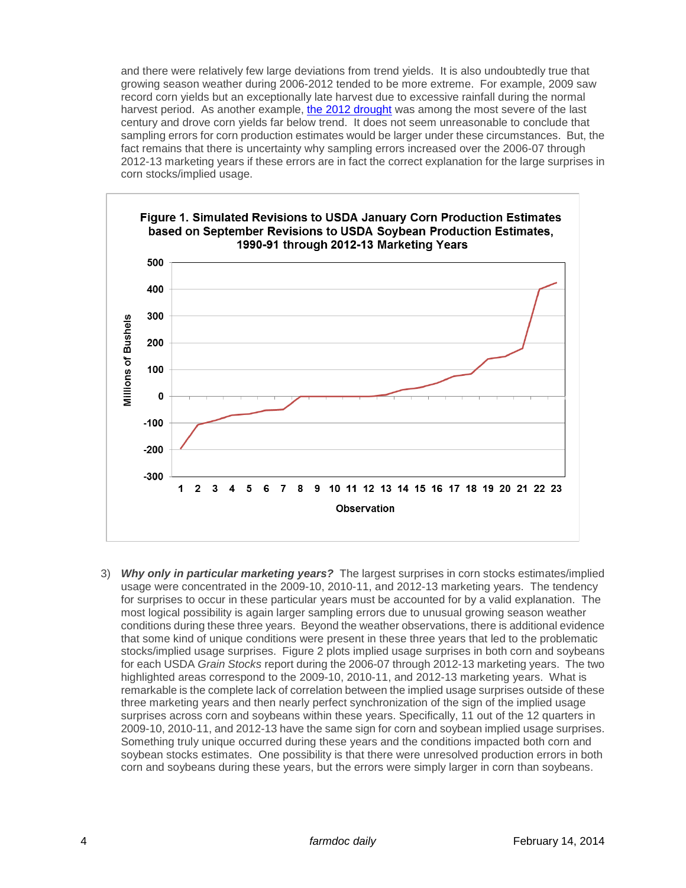and there were relatively few large deviations from trend yields. It is also undoubtedly true that growing season weather during 2006-2012 tended to be more extreme. For example, 2009 saw record corn yields but an exceptionally late harvest due to excessive rainfall during the normal harvest period. As another example, the 2012 drought was among the most severe of the last century and drove corn yields far below trend. It does not seem unreasonable to conclude that sampling errors for corn production estimates would be larger under these circumstances. But, the fact remains that there is uncertainty why sampling errors increased over the 2006-07 through 2012-13 marketing years if these errors are in fact the correct explanation for the large surprises in corn stocks/implied usage.

**Figure 1. Simulated Revisions to USDA January Corn Production Estimates based on September Revisions to USDA Soybean Production Estimates, 1990-91 through 2012-13 Marketing Years**

3) ***Why only in particular marketing years?*** The largest surprises in corn stocks estimates/implied usage were concentrated in the 2009-10, 2010-11, and 2012-13 marketing years. The tendency for surprises to occur in these particular years must be accounted for by a valid explanation. The most logical possibility is again larger sampling errors due to unusual growing season weather conditions during these three years. Beyond the weather observations, there is additional evidence that some kind of unique conditions were present in these three years that led to the problematic stocks/implied usage surprises. Figure 2 plots implied usage surprises in both corn and soybeans for each USDA *Grain Stocks* report during the 2006-07 through 2012-13 marketing years. The two highlighted areas correspond to the 2009-10, 2010-11, and 2012-13 marketing years. What is remarkable is the complete lack of correlation between the implied usage surprises outside of these three marketing years and then nearly perfect synchronization of the sign of the implied usage surprises across corn and soybeans within these years. Specifically, 11 out of the 12 quarters in 2009-10, 2010-11, and 2012-13 have the same sign for corn and soybean implied usage surprises. Something truly unique occurred during these years and the conditions impacted both corn and soybean stocks estimates. One possibility is that there were unresolved production errors in both corn and soybeans during these years, but the errors were simply larger in corn than soybeans.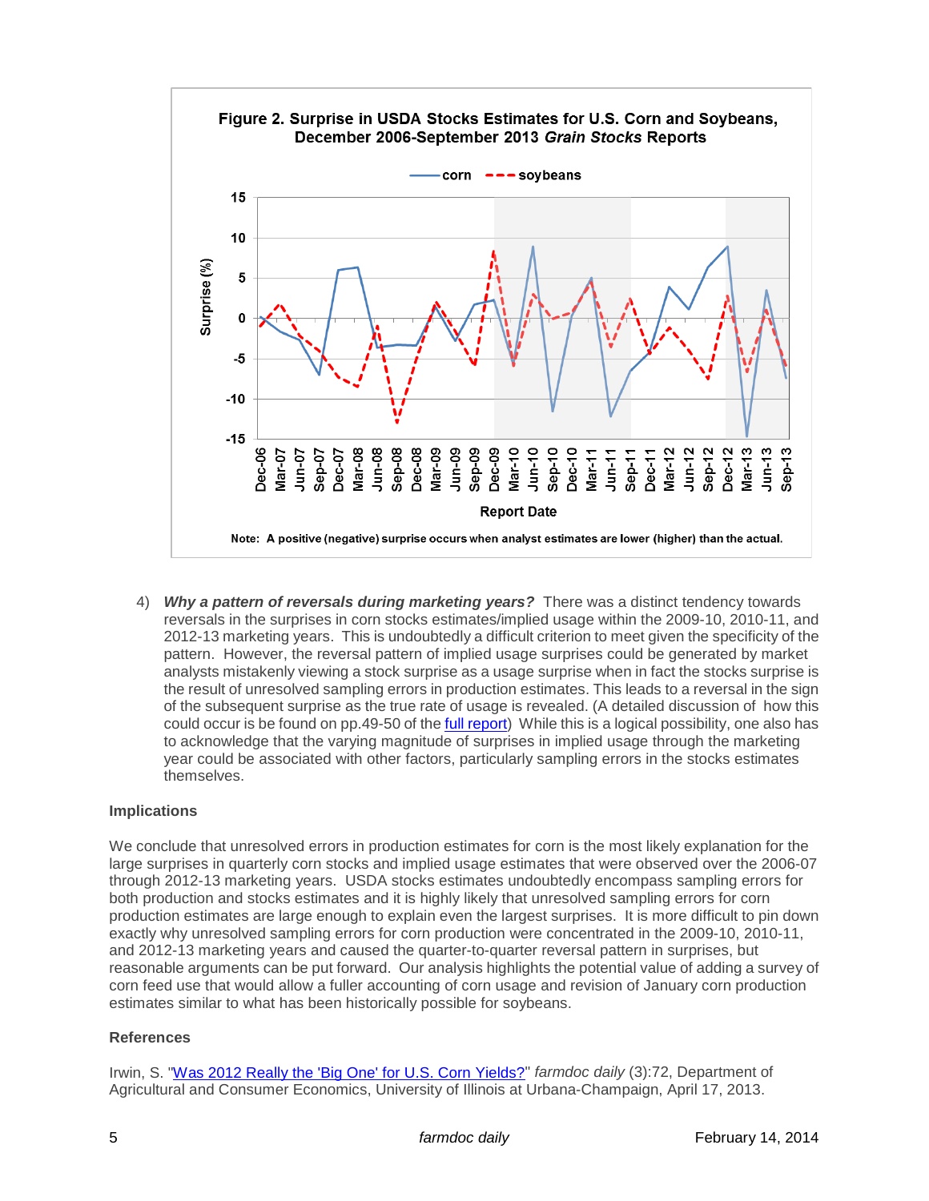**Figure 2. Surprise in USDA Stocks Estimates for U.S. Corn and Soybeans, December 2006-September 2013 *Grain Stocks* Reports**

Note: A positive (negative) surprise occurs when analyst estimates are lower (higher) than the actual.

4) ***Why a pattern of reversals during marketing years?*** There was a distinct tendency towards reversals in the surprises in corn stocks estimates/implied usage within the 2009-10, 2010-11, and 2012-13 marketing years. This is undoubtedly a difficult criterion to meet given the specificity of the pattern. However, the reversal pattern of implied usage surprises could be generated by market analysts mistakenly viewing a stock surprise as a usage surprise when in fact the stocks surprise is the result of unresolved sampling errors in production estimates. This leads to a reversal in the sign of the subsequent surprise as the true rate of usage is revealed. (A detailed discussion of how this could occur is be found on pp.49-50 of the full report) While this is a logical possibility, one also has to acknowledge that the varying magnitude of surprises in implied usage through the marketing year could be associated with other factors, particularly sampling errors in the stocks estimates themselves.

## Implications

We conclude that unresolved errors in production estimates for corn is the most likely explanation for the large surprises in quarterly corn stocks and implied usage estimates that were observed over the 2006-07 through 2012-13 marketing years. USDA stocks estimates undoubtedly encompass sampling errors for both production and stocks estimates and it is highly likely that unresolved sampling errors for corn production estimates are large enough to explain even the largest surprises. It is more difficult to pin down exactly why unresolved sampling errors for corn production were concentrated in the 2009-10, 2010-11, and 2012-13 marketing years and caused the quarter-to-quarter reversal pattern in surprises, but reasonable arguments can be put forward. Our analysis highlights the potential value of adding a survey of corn feed use that would allow a fuller accounting of corn usage and revision of January corn production estimates similar to what has been historically possible for soybeans.

## References

Irwin, S. "Was 2012 Really the 'Big One' for U.S. Corn Yields?" *farmdoc daily* (3):72, Department of Agricultural and Consumer Economics, University of Illinois at Urbana-Champaign, April 17, 2013.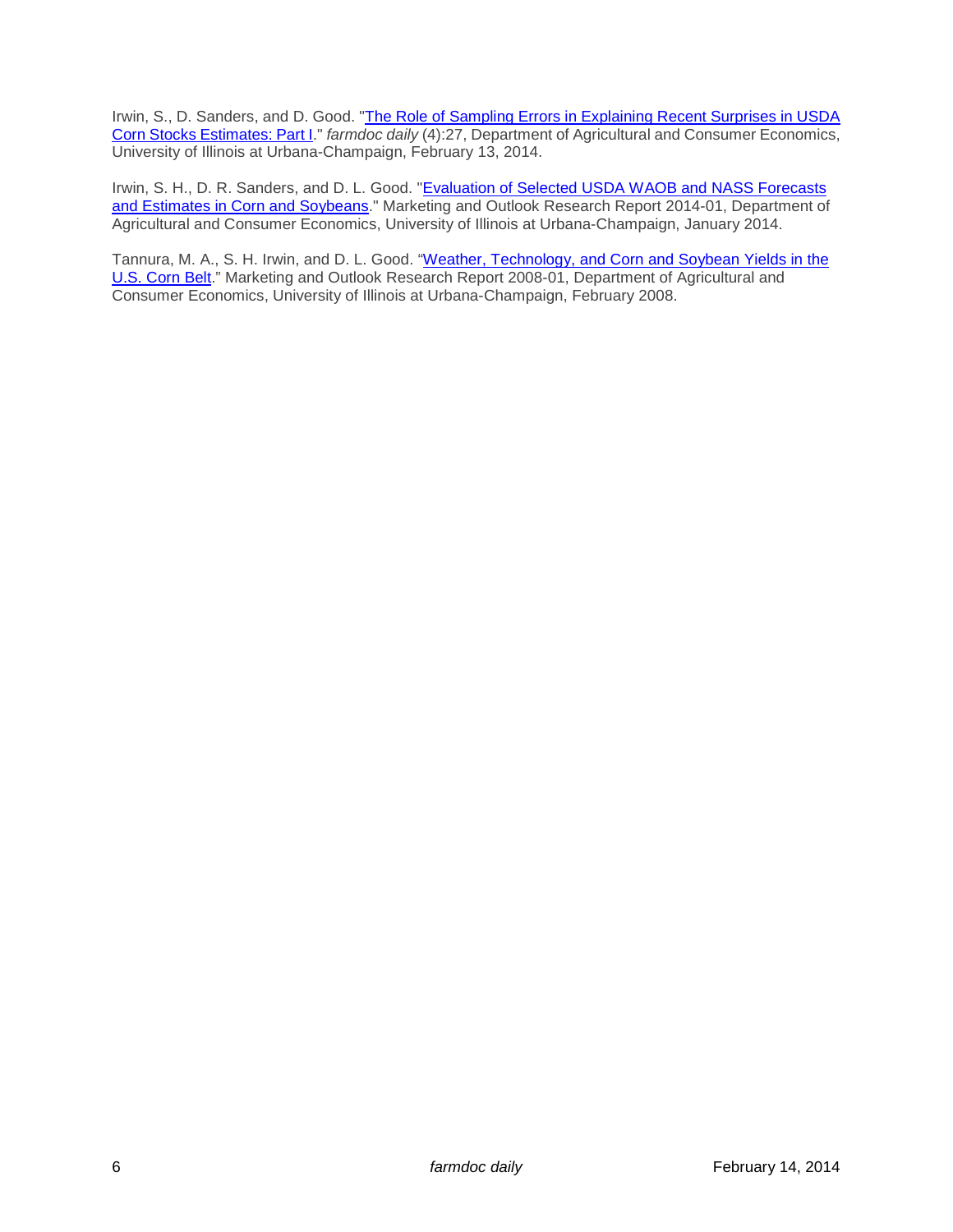Irwin, S., D. Sanders, and D. Good. "The Role of Sampling Errors in Explaining Recent Surprises in USDA Corn Stocks Estimates: Part I." *farmdoc daily* (4):27, Department of Agricultural and Consumer Economics, University of Illinois at Urbana-Champaign, February 13, 2014.

Irwin, S. H., D. R. Sanders, and D. L. Good. "Evaluation of Selected USDA WAOB and NASS Forecasts and Estimates in Corn and Soybeans." Marketing and Outlook Research Report 2014-01, Department of Agricultural and Consumer Economics, University of Illinois at Urbana-Champaign, January 2014.

Tannura, M. A., S. H. Irwin, and D. L. Good. "Weather, Technology, and Corn and Soybean Yields in the U.S. Corn Belt." Marketing and Outlook Research Report 2008-01, Department of Agricultural and Consumer Economics, University of Illinois at Urbana-Champaign, February 2008.